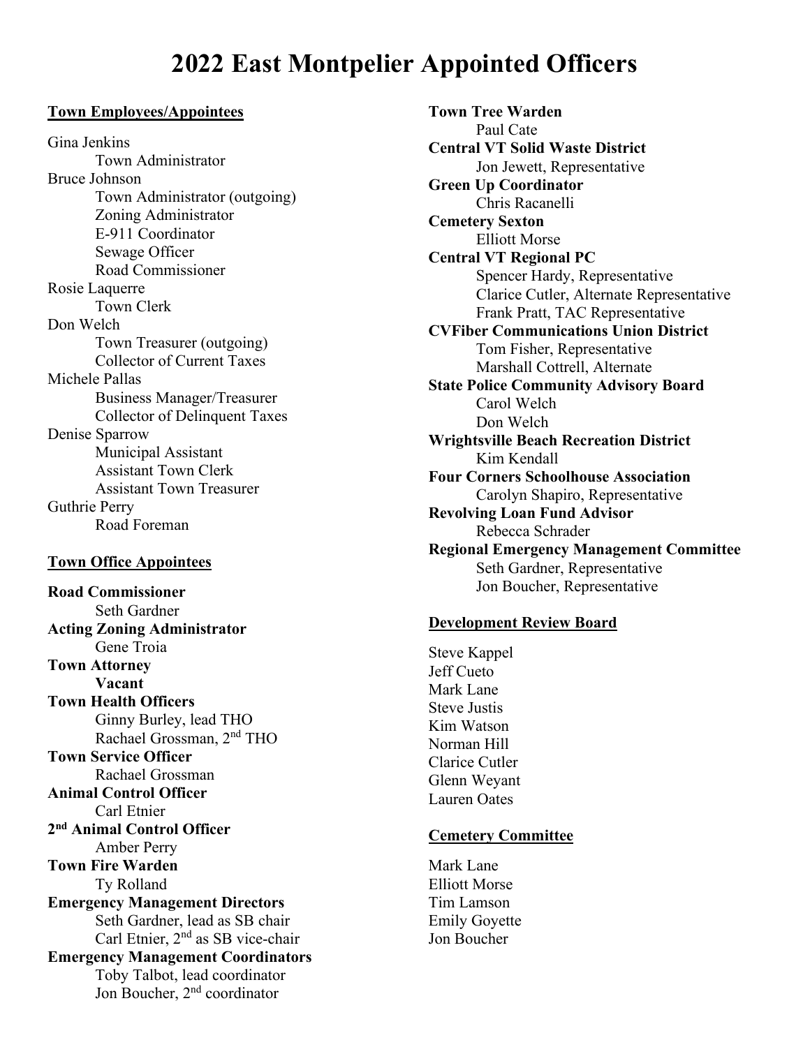# 2022 East Montpelier Appointed Officers

## Town Employees/Appointees

Gina Jenkins
- Town Administrator

Bruce Johnson
- Town Administrator (outgoing)
- Zoning Administrator
- E-911 Coordinator
- Sewage Officer
- Road Commissioner

Rosie Laquerre
- Town Clerk

Don Welch
- Town Treasurer (outgoing)
- Collector of Current Taxes

Michele Pallas
- Business Manager/Treasurer
- Collector of Delinquent Taxes

Denise Sparrow
- Municipal Assistant
- Assistant Town Clerk
- Assistant Town Treasurer

Guthrie Perry
- Road Foreman

## Town Office Appointees

**Road Commissioner**
- Seth Gardner

**Acting Zoning Administrator**
- Gene Troia

**Town Attorney**
- **Vacant**

**Town Health Officers**
- Ginny Burley, lead THO
- Rachael Grossman, 2nd THO

**Town Service Officer**
- Rachael Grossman

**Animal Control Officer**
- Carl Etnier

**2nd Animal Control Officer**
- Amber Perry

**Town Fire Warden**
- Ty Rolland

**Emergency Management Directors**
- Seth Gardner, lead as SB chair
- Carl Etnier, 2nd as SB vice-chair

**Emergency Management Coordinators**
- Toby Talbot, lead coordinator
- Jon Boucher, 2nd coordinator

**Town Tree Warden**
- Paul Cate

**Central VT Solid Waste District**
- Jon Jewett, Representative

**Green Up Coordinator**
- Chris Racanelli

**Cemetery Sexton**
- Elliott Morse

**Central VT Regional PC**
- Spencer Hardy, Representative
- Clarice Cutler, Alternate Representative
- Frank Pratt, TAC Representative

**CVFiber Communications Union District**
- Tom Fisher, Representative
- Marshall Cottrell, Alternate

**State Police Community Advisory Board**
- Carol Welch
- Don Welch

**Wrightsville Beach Recreation District**
- Kim Kendall

**Four Corners Schoolhouse Association**
- Carolyn Shapiro, Representative

**Revolving Loan Fund Advisor**
- Rebecca Schrader

**Regional Emergency Management Committee**
- Seth Gardner, Representative
- Jon Boucher, Representative

## Development Review Board

Steve Kappel
Jeff Cueto
Mark Lane
Steve Justis
Kim Watson
Norman Hill
Clarice Cutler
Glenn Weyant
Lauren Oates

## Cemetery Committee

Mark Lane
Elliott Morse
Tim Lamson
Emily Goyette
Jon Boucher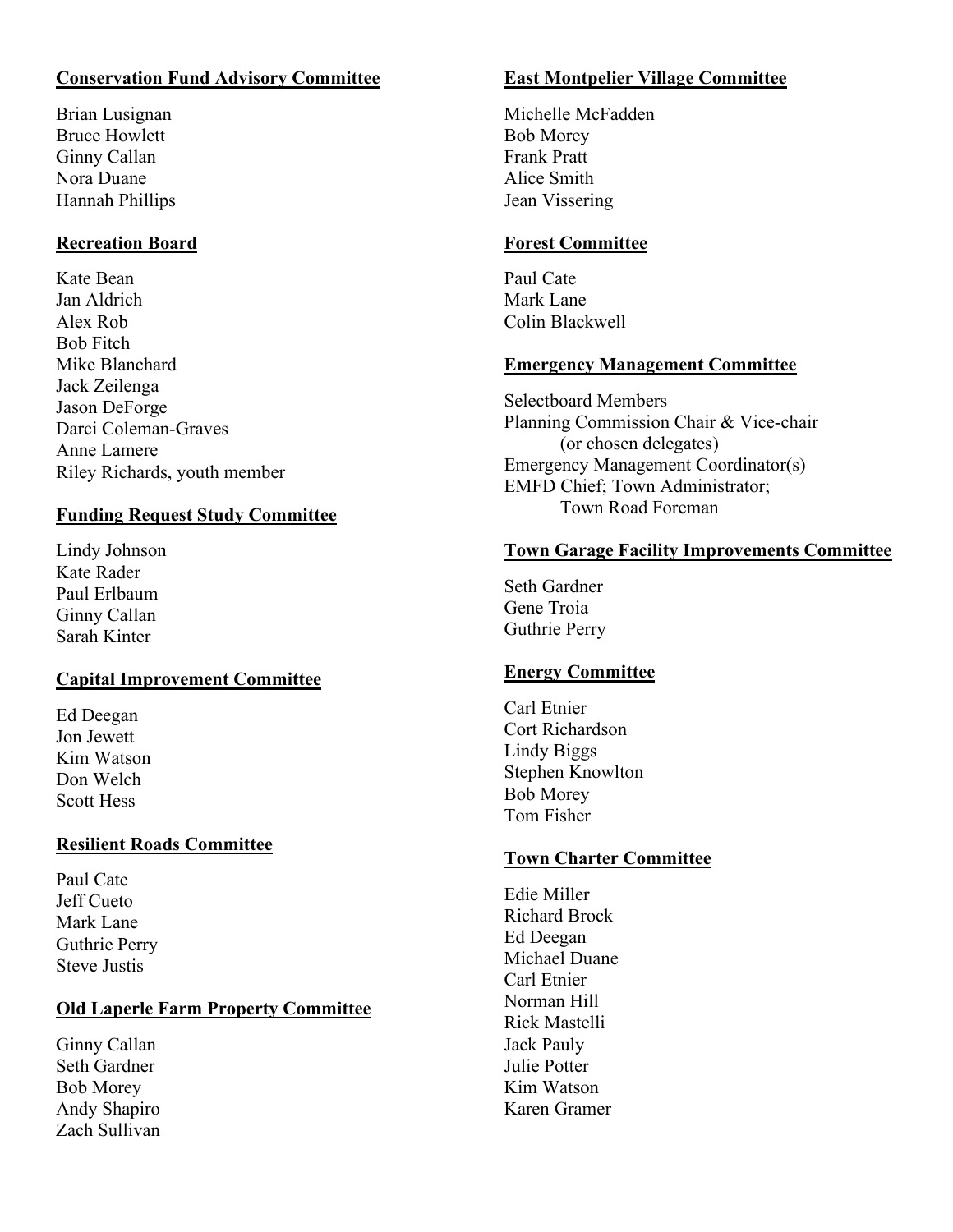**Conservation Fund Advisory Committee**

Brian Lusignan
Bruce Howlett
Ginny Callan
Nora Duane
Hannah Phillips

**Recreation Board**

Kate Bean
Jan Aldrich
Alex Rob
Bob Fitch
Mike Blanchard
Jack Zeilenga
Jason DeForge
Darci Coleman-Graves
Anne Lamere
Riley Richards, youth member

**Funding Request Study Committee**

Lindy Johnson
Kate Rader
Paul Erlbaum
Ginny Callan
Sarah Kinter

**Capital Improvement Committee**

Ed Deegan
Jon Jewett
Kim Watson
Don Welch
Scott Hess

**Resilient Roads Committee**

Paul Cate
Jeff Cueto
Mark Lane
Guthrie Perry
Steve Justis

**Old Laperle Farm Property Committee**

Ginny Callan
Seth Gardner
Bob Morey
Andy Shapiro
Zach Sullivan

**East Montpelier Village Committee**

Michelle McFadden
Bob Morey
Frank Pratt
Alice Smith
Jean Vissering

**Forest Committee**

Paul Cate
Mark Lane
Colin Blackwell

**Emergency Management Committee**

Selectboard Members
Planning Commission Chair & Vice-chair
(or chosen delegates)
Emergency Management Coordinator(s)
EMFD Chief; Town Administrator;
Town Road Foreman

**Town Garage Facility Improvements Committee**

Seth Gardner
Gene Troia
Guthrie Perry

**Energy Committee**

Carl Etnier
Cort Richardson
Lindy Biggs
Stephen Knowlton
Bob Morey
Tom Fisher

**Town Charter Committee**

Edie Miller
Richard Brock
Ed Deegan
Michael Duane
Carl Etnier
Norman Hill
Rick Mastelli
Jack Pauly
Julie Potter
Kim Watson
Karen Gramer